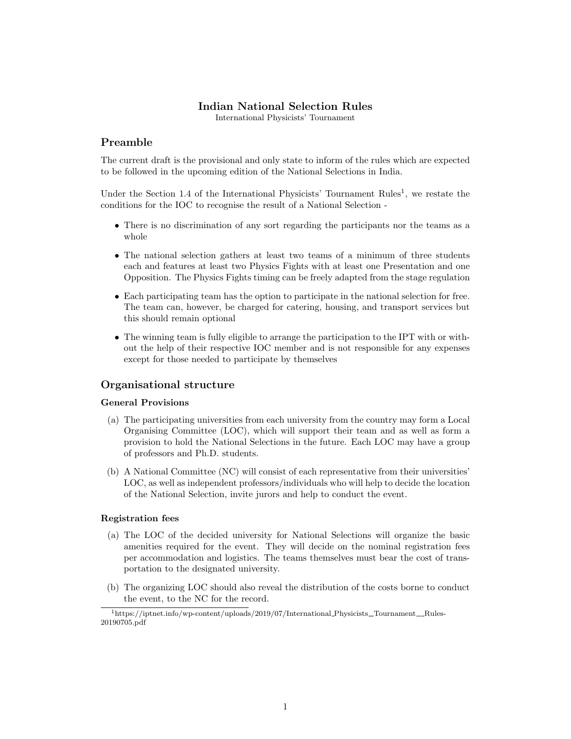# Indian National Selection Rules

International Physicists' Tournament

## Preamble

The current draft is the provisional and only state to inform of the rules which are expected to be followed in the upcoming edition of the National Selections in India.

Under the Section 1.4 of the International Physicists' Tournament Rules[1], we restate the conditions for the IOC to recognise the result of a National Selection -

- There is no discrimination of any sort regarding the participants nor the teams as a whole
- The national selection gathers at least two teams of a minimum of three students each and features at least two Physics Fights with at least one Presentation and one Opposition. The Physics Fights timing can be freely adapted from the stage regulation
- Each participating team has the option to participate in the national selection for free. The team can, however, be charged for catering, housing, and transport services but this should remain optional
- The winning team is fully eligible to arrange the participation to the IPT with or without the help of their respective IOC member and is not responsible for any expenses except for those needed to participate by themselves

## Organisational structure

### General Provisions

(a) The participating universities from each university from the country may form a Local Organising Committee (LOC), which will support their team and as well as form a provision to hold the National Selections in the future. Each LOC may have a group of professors and Ph.D. students.

(b) A National Committee (NC) will consist of each representative from their universities' LOC, as well as independent professors/individuals who will help to decide the location of the National Selection, invite jurors and help to conduct the event.

### Registration fees

(a) The LOC of the decided university for National Selections will organize the basic amenities required for the event. They will decide on the nominal registration fees per accommodation and logistics. The teams themselves must bear the cost of transportation to the designated university.

(b) The organizing LOC should also reveal the distribution of the costs borne to conduct the event, to the NC for the record.

[1] https://iptnet.info/wp-content/uploads/2019/07/International_Physicists_Tournament___Rules-20190705.pdf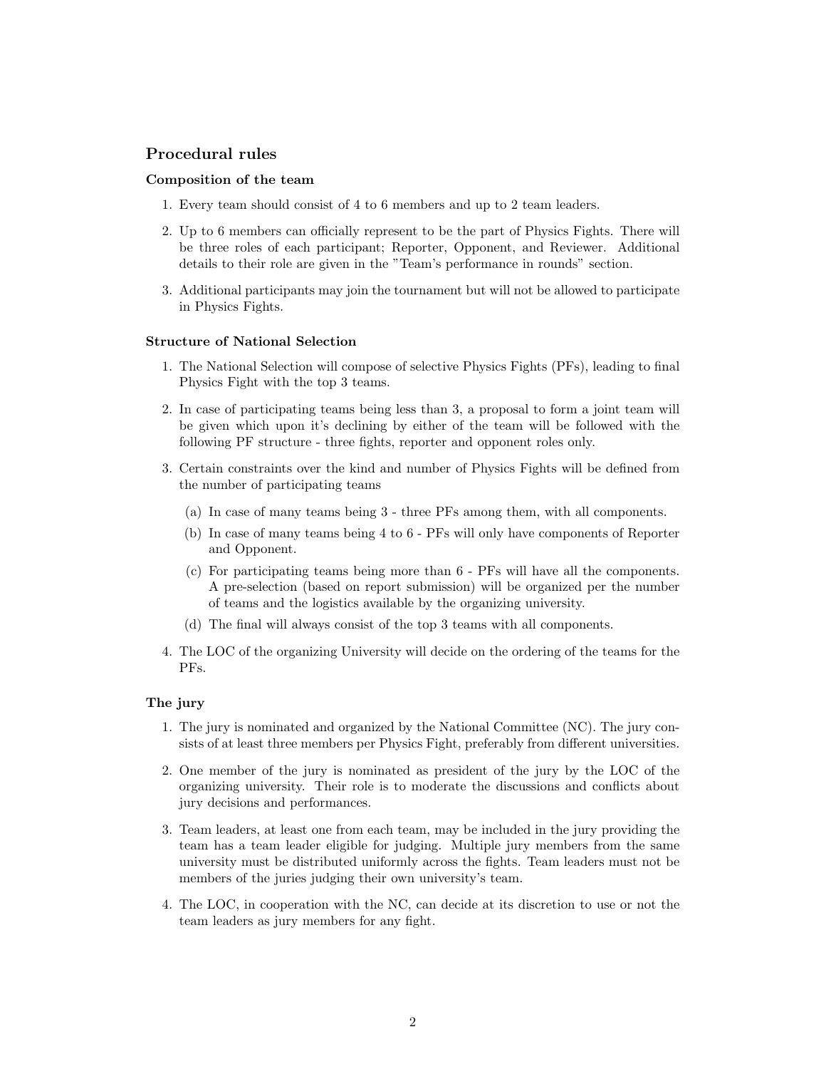## Procedural rules

### Composition of the team

1. Every team should consist of 4 to 6 members and up to 2 team leaders.
2. Up to 6 members can officially represent to be the part of Physics Fights. There will be three roles of each participant; Reporter, Opponent, and Reviewer. Additional details to their role are given in the "Team's performance in rounds" section.
3. Additional participants may join the tournament but will not be allowed to participate in Physics Fights.

### Structure of National Selection

1. The National Selection will compose of selective Physics Fights (PFs), leading to final Physics Fight with the top 3 teams.
2. In case of participating teams being less than 3, a proposal to form a joint team will be given which upon it's declining by either of the team will be followed with the following PF structure - three fights, reporter and opponent roles only.
3. Certain constraints over the kind and number of Physics Fights will be defined from the number of participating teams
   (a) In case of many teams being 3 - three PFs among them, with all components.
   (b) In case of many teams being 4 to 6 - PFs will only have components of Reporter and Opponent.
   (c) For participating teams being more than 6 - PFs will have all the components. A pre-selection (based on report submission) will be organized per the number of teams and the logistics available by the organizing university.
   (d) The final will always consist of the top 3 teams with all components.
4. The LOC of the organizing University will decide on the ordering of the teams for the PFs.

### The jury

1. The jury is nominated and organized by the National Committee (NC). The jury consists of at least three members per Physics Fight, preferably from different universities.
2. One member of the jury is nominated as president of the jury by the LOC of the organizing university. Their role is to moderate the discussions and conflicts about jury decisions and performances.
3. Team leaders, at least one from each team, may be included in the jury providing the team has a team leader eligible for judging. Multiple jury members from the same university must be distributed uniformly across the fights. Team leaders must not be members of the juries judging their own university's team.
4. The LOC, in cooperation with the NC, can decide at its discretion to use or not the team leaders as jury members for any fight.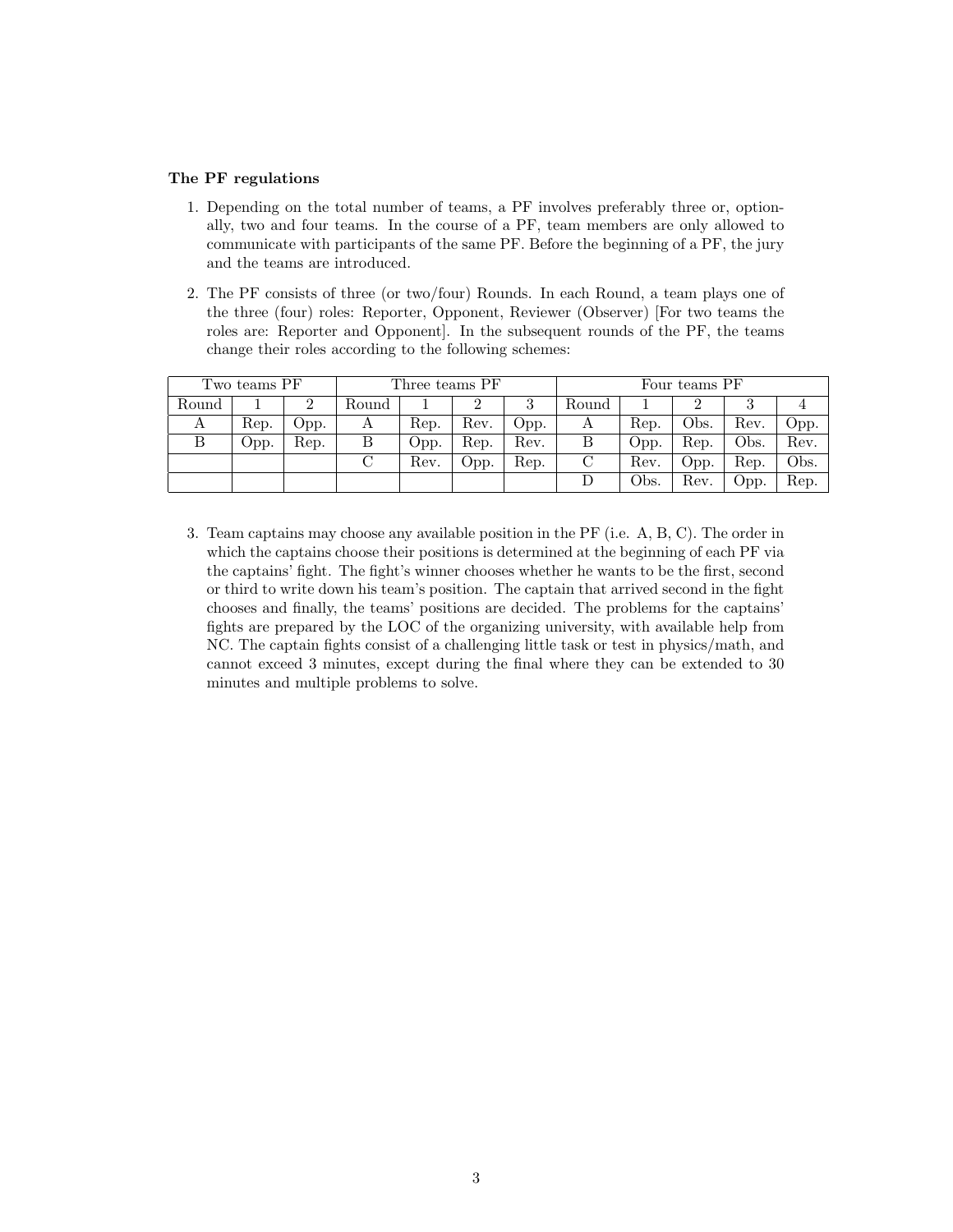**The PF regulations**

1. Depending on the total number of teams, a PF involves preferably three or, optionally, two and four teams. In the course of a PF, team members are only allowed to communicate with participants of the same PF. Before the beginning of a PF, the jury and the teams are introduced.

2. The PF consists of three (or two/four) Rounds. In each Round, a team plays one of the three (four) roles: Reporter, Opponent, Reviewer (Observer) [For two teams the roles are: Reporter and Opponent]. In the subsequent rounds of the PF, the teams change their roles according to the following schemes:

| Two teams PF | | | Three teams PF | | | | Four teams PF | | | | |
|---|---|---|---|---|---|---|---|---|---|---|---|
| Round | 1 | 2 | Round | 1 | 2 | 3 | Round | 1 | 2 | 3 | 4 |
| A | Rep. | Opp. | A | Rep. | Rev. | Opp. | A | Rep. | Obs. | Rev. | Opp. |
| B | Opp. | Rep. | B | Opp. | Rep. | Rev. | B | Opp. | Rep. | Obs. | Rev. |
| | | | C | Rev. | Opp. | Rep. | C | Rev. | Opp. | Rep. | Obs. |
| | | | | | | | D | Obs. | Rev. | Opp. | Rep. |

3. Team captains may choose any available position in the PF (i.e. A, B, C). The order in which the captains choose their positions is determined at the beginning of each PF via the captains' fight. The fight's winner chooses whether he wants to be the first, second or third to write down his team's position. The captain that arrived second in the fight chooses and finally, the teams' positions are decided. The problems for the captains' fights are prepared by the LOC of the organizing university, with available help from NC. The captain fights consist of a challenging little task or test in physics/math, and cannot exceed 3 minutes, except during the final where they can be extended to 30 minutes and multiple problems to solve.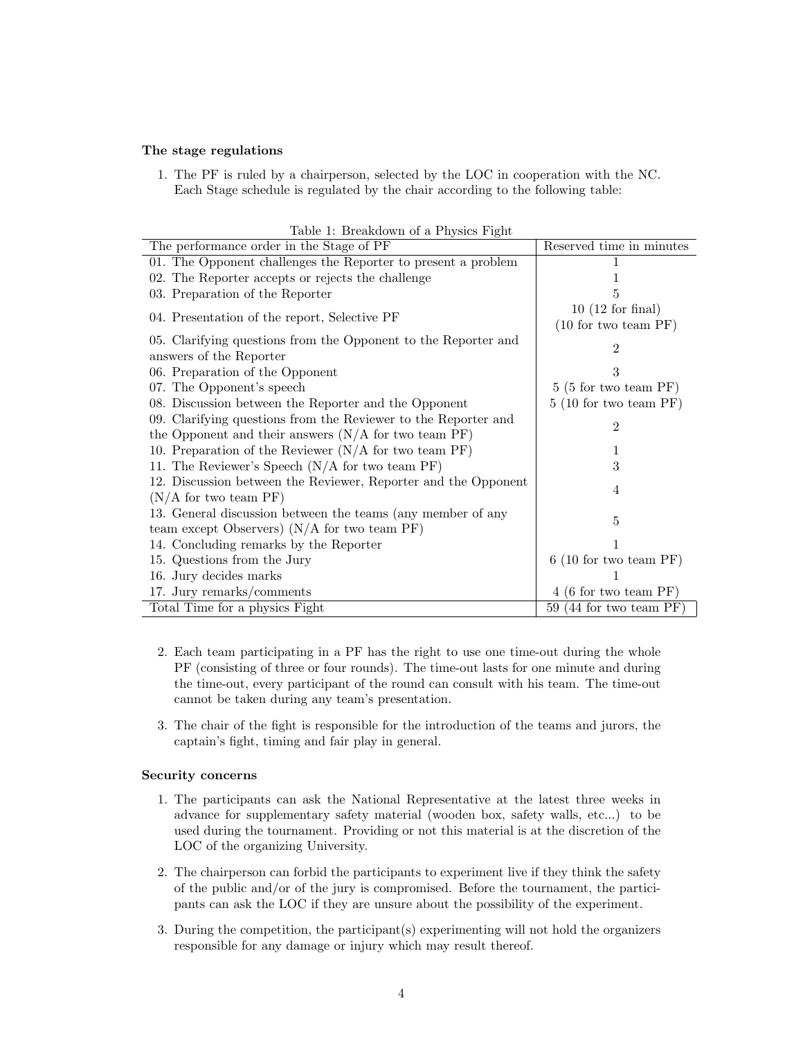**The stage regulations**

1. The PF is ruled by a chairperson, selected by the LOC in cooperation with the NC. Each Stage schedule is regulated by the chair according to the following table:

Table 1: Breakdown of a Physics Fight

| The performance order in the Stage of PF | Reserved time in minutes |
|---|---|
| 01. The Opponent challenges the Reporter to present a problem | 1 |
| 02. The Reporter accepts or rejects the challenge | 1 |
| 03. Preparation of the Reporter | 5 |
| 04. Presentation of the report, Selective PF | 10 (12 for final) (10 for two team PF) |
| 05. Clarifying questions from the Opponent to the Reporter and answers of the Reporter | 2 |
| 06. Preparation of the Opponent | 3 |
| 07. The Opponent's speech | 5 (5 for two team PF) |
| 08. Discussion between the Reporter and the Opponent | 5 (10 for two team PF) |
| 09. Clarifying questions from the Reviewer to the Reporter and the Opponent and their answers (N/A for two team PF) | 2 |
| 10. Preparation of the Reviewer (N/A for two team PF) | 1 |
| 11. The Reviewer's Speech (N/A for two team PF) | 3 |
| 12. Discussion between the Reviewer, Reporter and the Opponent (N/A for two team PF) | 4 |
| 13. General discussion between the teams (any member of any team except Observers) (N/A for two team PF) | 5 |
| 14. Concluding remarks by the Reporter | 1 |
| 15. Questions from the Jury | 6 (10 for two team PF) |
| 16. Jury decides marks | 1 |
| 17. Jury remarks/comments | 4 (6 for two team PF) |
| Total Time for a physics Fight | 59 (44 for two team PF) |

2. Each team participating in a PF has the right to use one time-out during the whole PF (consisting of three or four rounds). The time-out lasts for one minute and during the time-out, every participant of the round can consult with his team. The time-out cannot be taken during any team's presentation.

3. The chair of the fight is responsible for the introduction of the teams and jurors, the captain's fight, timing and fair play in general.

**Security concerns**

1. The participants can ask the National Representative at the latest three weeks in advance for supplementary safety material (wooden box, safety walls, etc...) to be used during the tournament. Providing or not this material is at the discretion of the LOC of the organizing University.

2. The chairperson can forbid the participants to experiment live if they think the safety of the public and/or of the jury is compromised. Before the tournament, the participants can ask the LOC if they are unsure about the possibility of the experiment.

3. During the competition, the participant(s) experimenting will not hold the organizers responsible for any damage or injury which may result thereof.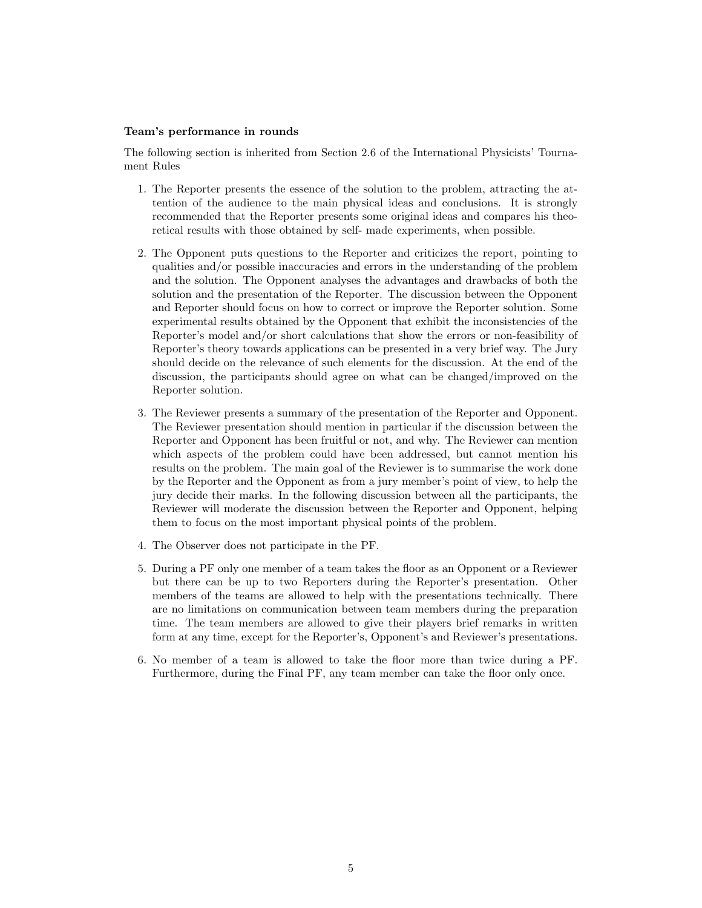**Team's performance in rounds**

The following section is inherited from Section 2.6 of the International Physicists' Tournament Rules

1. The Reporter presents the essence of the solution to the problem, attracting the attention of the audience to the main physical ideas and conclusions. It is strongly recommended that the Reporter presents some original ideas and compares his theoretical results with those obtained by self- made experiments, when possible.

2. The Opponent puts questions to the Reporter and criticizes the report, pointing to qualities and/or possible inaccuracies and errors in the understanding of the problem and the solution. The Opponent analyses the advantages and drawbacks of both the solution and the presentation of the Reporter. The discussion between the Opponent and Reporter should focus on how to correct or improve the Reporter solution. Some experimental results obtained by the Opponent that exhibit the inconsistencies of the Reporter's model and/or short calculations that show the errors or non-feasibility of Reporter's theory towards applications can be presented in a very brief way. The Jury should decide on the relevance of such elements for the discussion. At the end of the discussion, the participants should agree on what can be changed/improved on the Reporter solution.

3. The Reviewer presents a summary of the presentation of the Reporter and Opponent. The Reviewer presentation should mention in particular if the discussion between the Reporter and Opponent has been fruitful or not, and why. The Reviewer can mention which aspects of the problem could have been addressed, but cannot mention his results on the problem. The main goal of the Reviewer is to summarise the work done by the Reporter and the Opponent as from a jury member's point of view, to help the jury decide their marks. In the following discussion between all the participants, the Reviewer will moderate the discussion between the Reporter and Opponent, helping them to focus on the most important physical points of the problem.

4. The Observer does not participate in the PF.

5. During a PF only one member of a team takes the floor as an Opponent or a Reviewer but there can be up to two Reporters during the Reporter's presentation. Other members of the teams are allowed to help with the presentations technically. There are no limitations on communication between team members during the preparation time. The team members are allowed to give their players brief remarks in written form at any time, except for the Reporter's, Opponent's and Reviewer's presentations.

6. No member of a team is allowed to take the floor more than twice during a PF. Furthermore, during the Final PF, any team member can take the floor only once.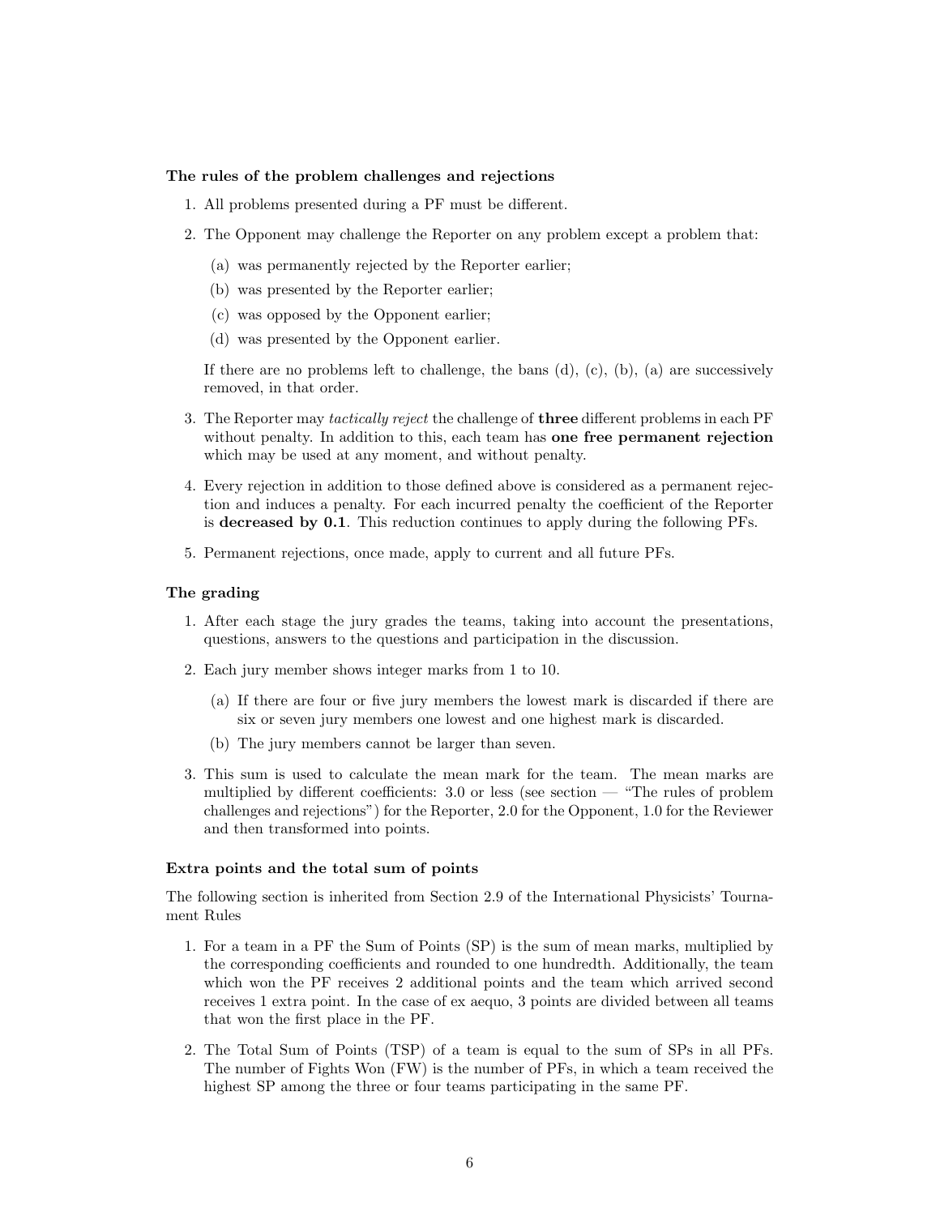**The rules of the problem challenges and rejections**

1. All problems presented during a PF must be different.
2. The Opponent may challenge the Reporter on any problem except a problem that:
   (a) was permanently rejected by the Reporter earlier;
   (b) was presented by the Reporter earlier;
   (c) was opposed by the Opponent earlier;
   (d) was presented by the Opponent earlier.

   If there are no problems left to challenge, the bans (d), (c), (b), (a) are successively removed, in that order.
3. The Reporter may *tactically reject* the challenge of **three** different problems in each PF without penalty. In addition to this, each team has **one free permanent rejection** which may be used at any moment, and without penalty.
4. Every rejection in addition to those defined above is considered as a permanent rejection and induces a penalty. For each incurred penalty the coefficient of the Reporter is **decreased by 0.1**. This reduction continues to apply during the following PFs.
5. Permanent rejections, once made, apply to current and all future PFs.

**The grading**

1. After each stage the jury grades the teams, taking into account the presentations, questions, answers to the questions and participation in the discussion.
2. Each jury member shows integer marks from 1 to 10.
   (a) If there are four or five jury members the lowest mark is discarded if there are six or seven jury members one lowest and one highest mark is discarded.
   (b) The jury members cannot be larger than seven.
3. This sum is used to calculate the mean mark for the team. The mean marks are multiplied by different coefficients: 3.0 or less (see section — "The rules of problem challenges and rejections") for the Reporter, 2.0 for the Opponent, 1.0 for the Reviewer and then transformed into points.

**Extra points and the total sum of points**

The following section is inherited from Section 2.9 of the International Physicists' Tournament Rules

1. For a team in a PF the Sum of Points (SP) is the sum of mean marks, multiplied by the corresponding coefficients and rounded to one hundredth. Additionally, the team which won the PF receives 2 additional points and the team which arrived second receives 1 extra point. In the case of ex aequo, 3 points are divided between all teams that won the first place in the PF.
2. The Total Sum of Points (TSP) of a team is equal to the sum of SPs in all PFs. The number of Fights Won (FW) is the number of PFs, in which a team received the highest SP among the three or four teams participating in the same PF.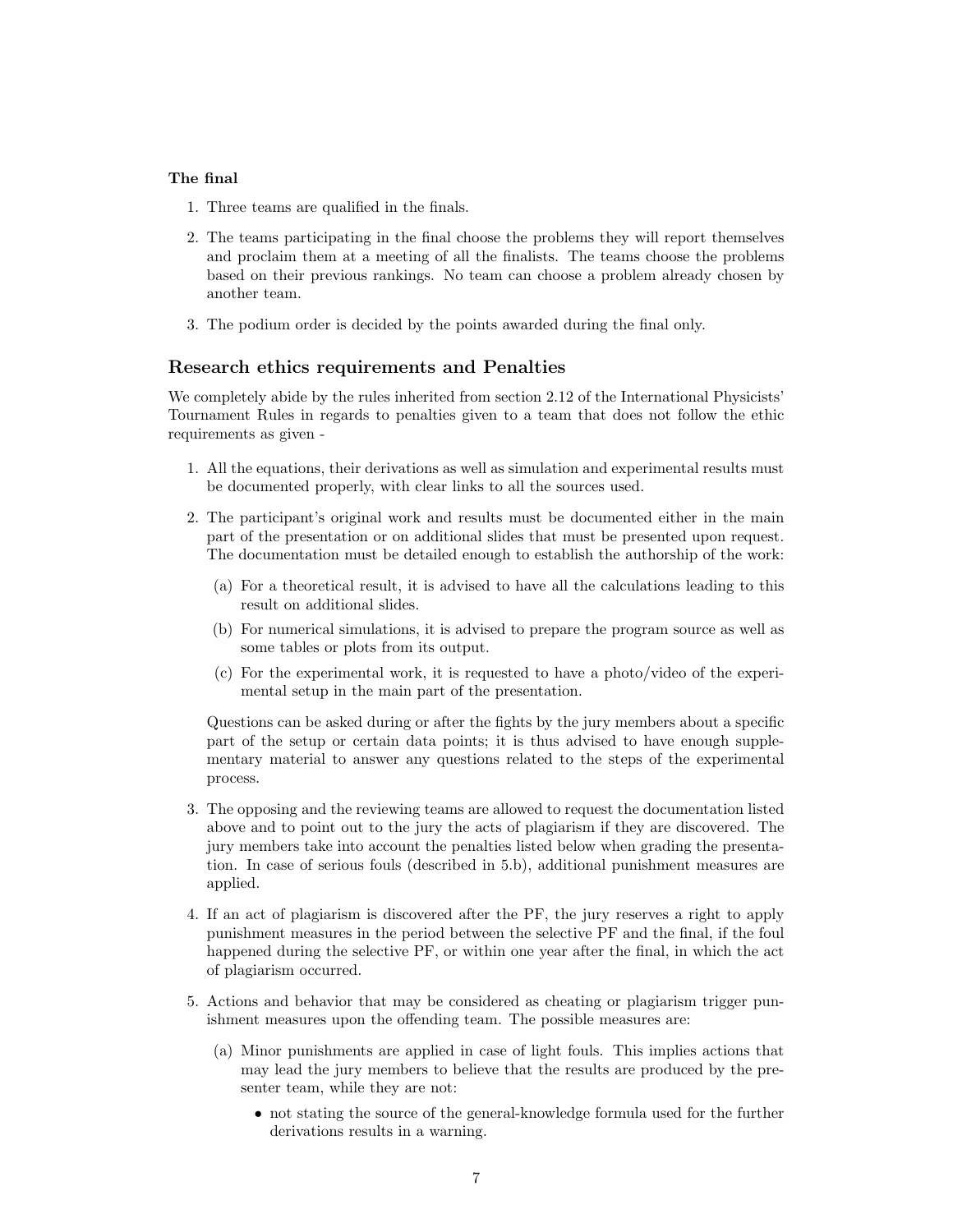**The final**

1. Three teams are qualified in the finals.
2. The teams participating in the final choose the problems they will report themselves and proclaim them at a meeting of all the finalists. The teams choose the problems based on their previous rankings. No team can choose a problem already chosen by another team.
3. The podium order is decided by the points awarded during the final only.

## Research ethics requirements and Penalties

We completely abide by the rules inherited from section 2.12 of the International Physicists' Tournament Rules in regards to penalties given to a team that does not follow the ethic requirements as given -

1. All the equations, their derivations as well as simulation and experimental results must be documented properly, with clear links to all the sources used.
2. The participant's original work and results must be documented either in the main part of the presentation or on additional slides that must be presented upon request. The documentation must be detailed enough to establish the authorship of the work:
   (a) For a theoretical result, it is advised to have all the calculations leading to this result on additional slides.
   (b) For numerical simulations, it is advised to prepare the program source as well as some tables or plots from its output.
   (c) For the experimental work, it is requested to have a photo/video of the experimental setup in the main part of the presentation.

   Questions can be asked during or after the fights by the jury members about a specific part of the setup or certain data points; it is thus advised to have enough supplementary material to answer any questions related to the steps of the experimental process.
3. The opposing and the reviewing teams are allowed to request the documentation listed above and to point out to the jury the acts of plagiarism if they are discovered. The jury members take into account the penalties listed below when grading the presentation. In case of serious fouls (described in 5.b), additional punishment measures are applied.
4. If an act of plagiarism is discovered after the PF, the jury reserves a right to apply punishment measures in the period between the selective PF and the final, if the foul happened during the selective PF, or within one year after the final, in which the act of plagiarism occurred.
5. Actions and behavior that may be considered as cheating or plagiarism trigger punishment measures upon the offending team. The possible measures are:
   (a) Minor punishments are applied in case of light fouls. This implies actions that may lead the jury members to believe that the results are produced by the presenter team, while they are not:
      - not stating the source of the general-knowledge formula used for the further derivations results in a warning.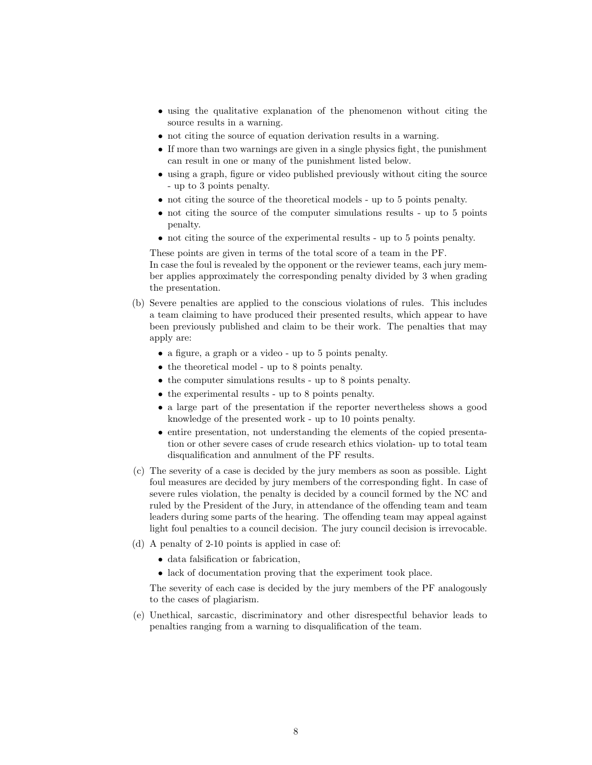- using the qualitative explanation of the phenomenon without citing the source results in a warning.
- not citing the source of equation derivation results in a warning.
- If more than two warnings are given in a single physics fight, the punishment can result in one or many of the punishment listed below.
- using a graph, figure or video published previously without citing the source - up to 3 points penalty.
- not citing the source of the theoretical models - up to 5 points penalty.
- not citing the source of the computer simulations results - up to 5 points penalty.
- not citing the source of the experimental results - up to 5 points penalty.

These points are given in terms of the total score of a team in the PF.
In case the foul is revealed by the opponent or the reviewer teams, each jury member applies approximately the corresponding penalty divided by 3 when grading the presentation.

(b) Severe penalties are applied to the conscious violations of rules. This includes a team claiming to have produced their presented results, which appear to have been previously published and claim to be their work. The penalties that may apply are:

- a figure, a graph or a video - up to 5 points penalty.
- the theoretical model - up to 8 points penalty.
- the computer simulations results - up to 8 points penalty.
- the experimental results - up to 8 points penalty.
- a large part of the presentation if the reporter nevertheless shows a good knowledge of the presented work - up to 10 points penalty.
- entire presentation, not understanding the elements of the copied presentation or other severe cases of crude research ethics violation- up to total team disqualification and annulment of the PF results.

(c) The severity of a case is decided by the jury members as soon as possible. Light foul measures are decided by jury members of the corresponding fight. In case of severe rules violation, the penalty is decided by a council formed by the NC and ruled by the President of the Jury, in attendance of the offending team and team leaders during some parts of the hearing. The offending team may appeal against light foul penalties to a council decision. The jury council decision is irrevocable.

(d) A penalty of 2-10 points is applied in case of:

- data falsification or fabrication,
- lack of documentation proving that the experiment took place.

The severity of each case is decided by the jury members of the PF analogously to the cases of plagiarism.

(e) Unethical, sarcastic, discriminatory and other disrespectful behavior leads to penalties ranging from a warning to disqualification of the team.